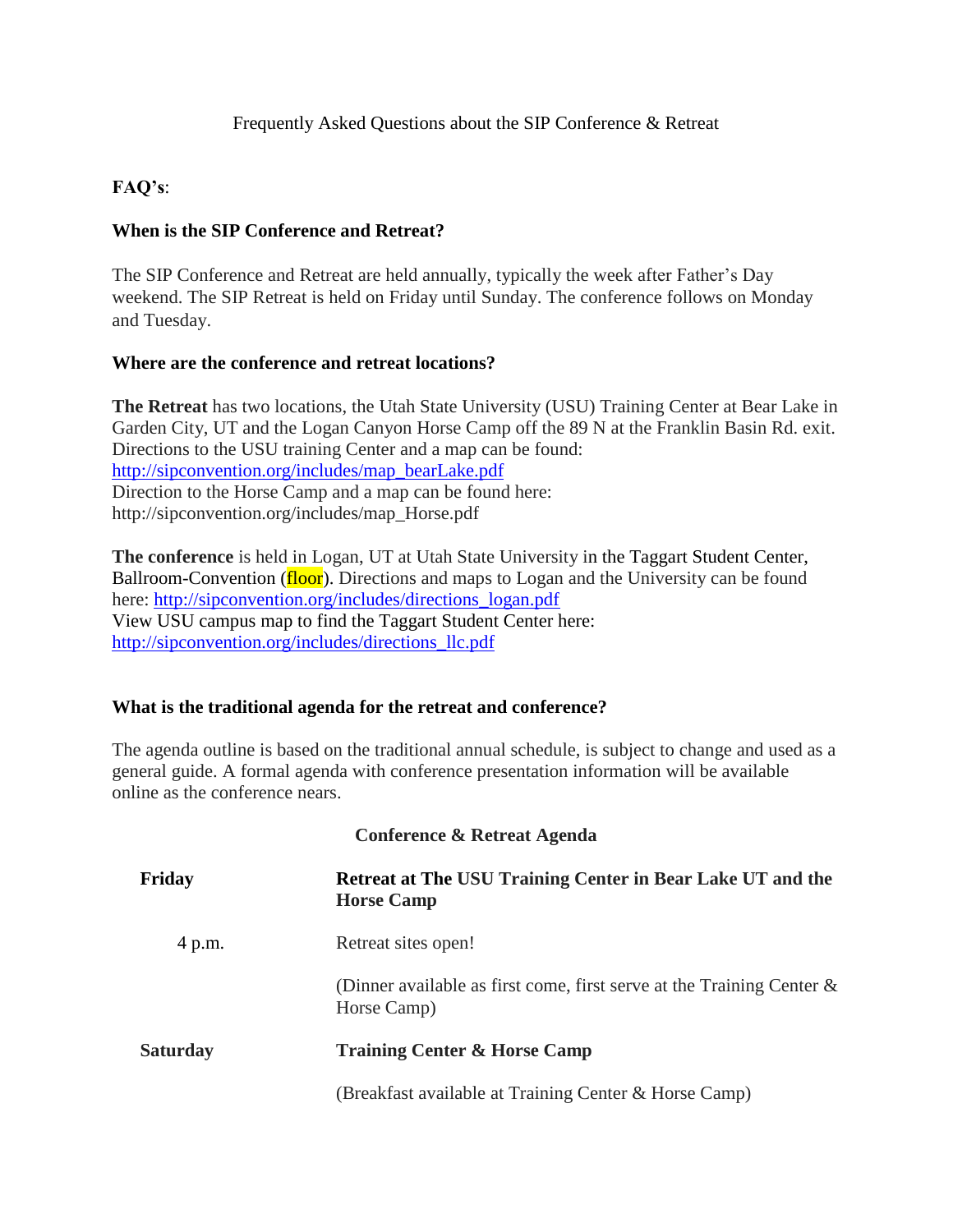Frequently Asked Questions about the SIP Conference & Retreat

**FAQ's**:

**When is the SIP Conference and Retreat?**

The SIP Conference and Retreat are held annually, typically the week after Father's Day weekend. The SIP Retreat is held on Friday until Sunday. The conference follows on Monday and Tuesday.

**Where are the conference and retreat locations?**

**The Retreat** has two locations, the Utah State University (USU) Training Center at Bear Lake in Garden City, UT and the Logan Canyon Horse Camp off the 89 N at the Franklin Basin Rd. exit. Directions to the USU training Center and a map can be found: http://sipconvention.org/includes/map_bearLake.pdf
Direction to the Horse Camp and a map can be found here: http://sipconvention.org/includes/map_Horse.pdf

**The conference** is held in Logan, UT at Utah State University in the Taggart Student Center, Ballroom-Convention (floor). Directions and maps to Logan and the University can be found here: http://sipconvention.org/includes/directions_logan.pdf
View USU campus map to find the Taggart Student Center here: http://sipconvention.org/includes/directions_llc.pdf

**What is the traditional agenda for the retreat and conference?**

The agenda outline is based on the traditional annual schedule, is subject to change and used as a general guide. A formal agenda with conference presentation information will be available online as the conference nears.

**Conference & Retreat Agenda**

| | |
|---|---|
| **Friday** | **Retreat at The USU Training Center in Bear Lake UT and the Horse Camp** |
| 4 p.m. | Retreat sites open! |
| | (Dinner available as first come, first serve at the Training Center & Horse Camp) |
| **Saturday** | **Training Center & Horse Camp** |
| | (Breakfast available at Training Center & Horse Camp) |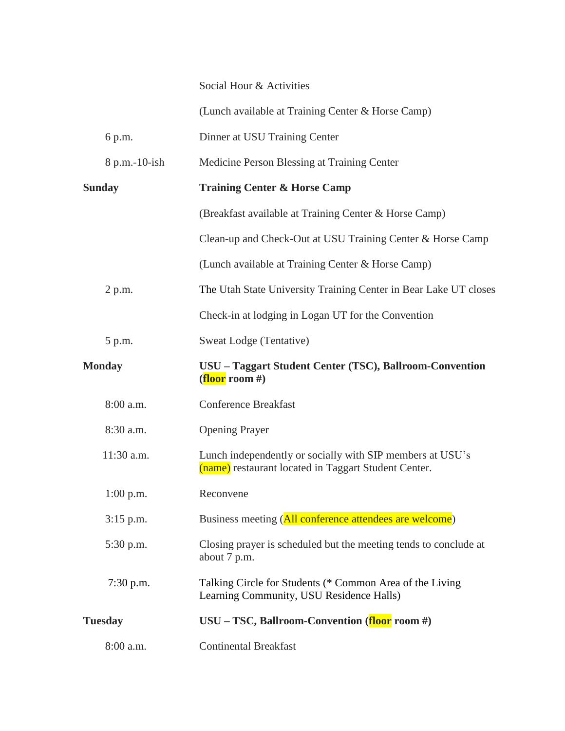| | |
|---|---|
| | Social Hour & Activities |
| | (Lunch available at Training Center & Horse Camp) |
| 6 p.m. | Dinner at USU Training Center |
| 8 p.m.-10-ish | Medicine Person Blessing at Training Center |
| **Sunday** | **Training Center & Horse Camp** |
| | (Breakfast available at Training Center & Horse Camp) |
| | Clean-up and Check-Out at USU Training Center & Horse Camp |
| | (Lunch available at Training Center & Horse Camp) |
| 2 p.m. | The Utah State University Training Center in Bear Lake UT closes |
| | Check-in at lodging in Logan UT for the Convention |
| 5 p.m. | Sweat Lodge (Tentative) |
| **Monday** | **USU – Taggart Student Center (TSC), Ballroom-Convention (floor room #)** |
| 8:00 a.m. | Conference Breakfast |
| 8:30 a.m. | Opening Prayer |
| 11:30 a.m. | Lunch independently or socially with SIP members at USU's (name) restaurant located in Taggart Student Center. |
| 1:00 p.m. | Reconvene |
| 3:15 p.m. | Business meeting (All conference attendees are welcome) |
| 5:30 p.m. | Closing prayer is scheduled but the meeting tends to conclude at about 7 p.m. |
| 7:30 p.m. | Talking Circle for Students (* Common Area of the Living Learning Community, USU Residence Halls) |
| **Tuesday** | **USU – TSC, Ballroom-Convention (floor room #)** |
| 8:00 a.m. | Continental Breakfast |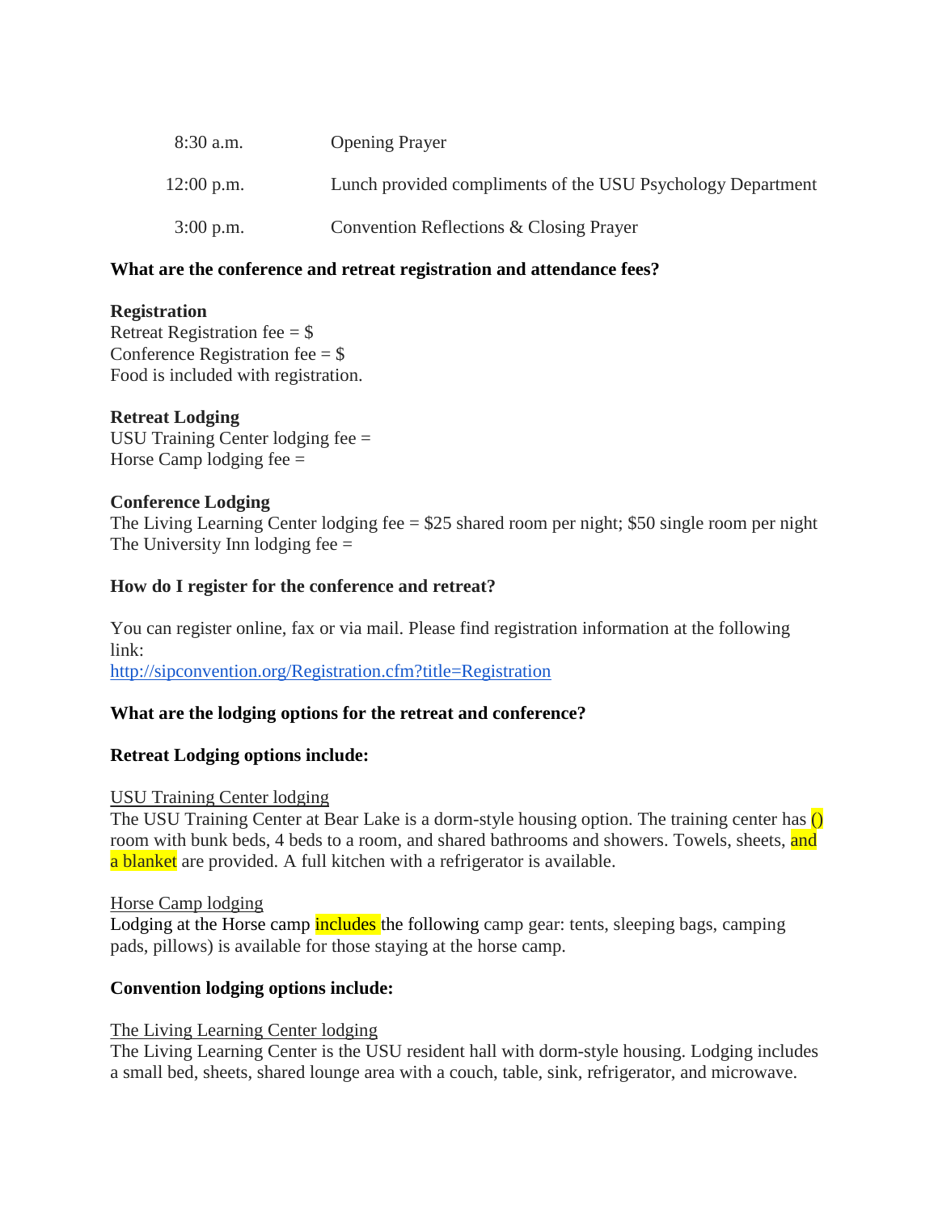| | |
|---|---|
| 8:30 a.m. | Opening Prayer |
| 12:00 p.m. | Lunch provided compliments of the USU Psychology Department |
| 3:00 p.m. | Convention Reflections & Closing Prayer |

**What are the conference and retreat registration and attendance fees?**

**Registration**
Retreat Registration fee = $
Conference Registration fee = $
Food is included with registration.

**Retreat Lodging**
USU Training Center lodging fee =
Horse Camp lodging fee =

**Conference Lodging**
The Living Learning Center lodging fee = $25 shared room per night; $50 single room per night
The University Inn lodging fee =

**How do I register for the conference and retreat?**

You can register online, fax or via mail. Please find registration information at the following link:
http://sipconvention.org/Registration.cfm?title=Registration

**What are the lodging options for the retreat and conference?**

**Retreat Lodging options include:**

USU Training Center lodging
The USU Training Center at Bear Lake is a dorm-style housing option. The training center has () room with bunk beds, 4 beds to a room, and shared bathrooms and showers. Towels, sheets, and a blanket are provided. A full kitchen with a refrigerator is available.

Horse Camp lodging
Lodging at the Horse camp includes the following camp gear: tents, sleeping bags, camping pads, pillows) is available for those staying at the horse camp.

**Convention lodging options include:**

The Living Learning Center lodging
The Living Learning Center is the USU resident hall with dorm-style housing. Lodging includes a small bed, sheets, shared lounge area with a couch, table, sink, refrigerator, and microwave.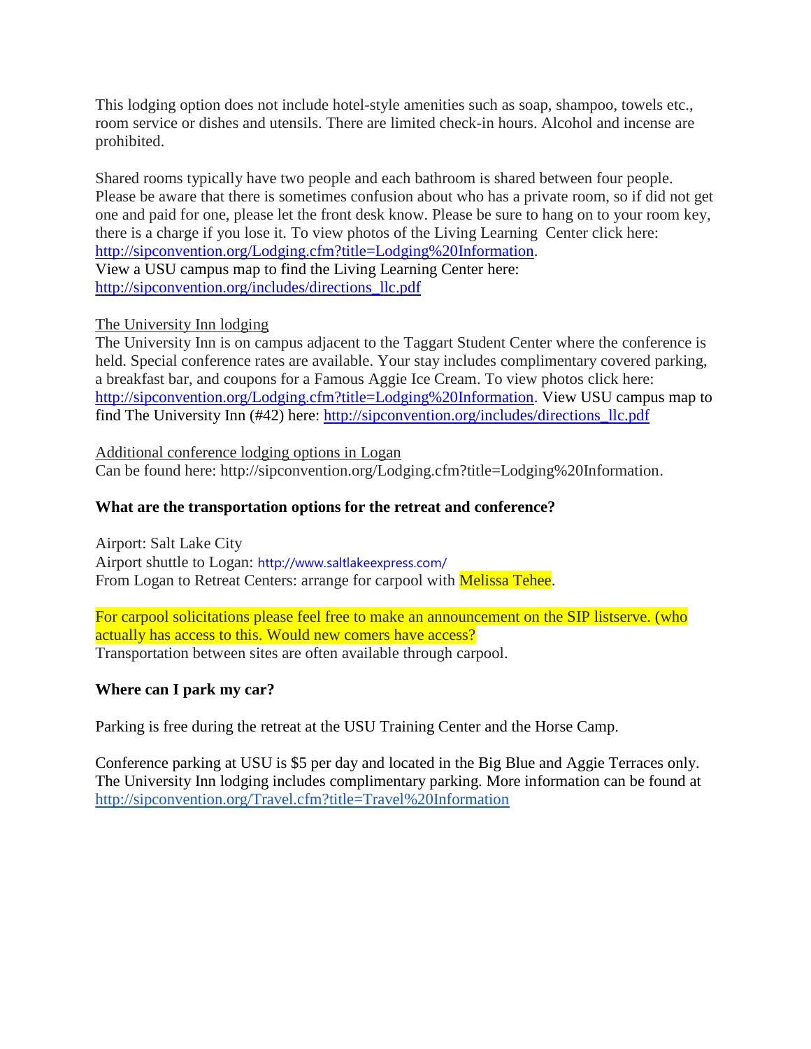This lodging option does not include hotel-style amenities such as soap, shampoo, towels etc., room service or dishes and utensils. There are limited check-in hours. Alcohol and incense are prohibited.

Shared rooms typically have two people and each bathroom is shared between four people. Please be aware that there is sometimes confusion about who has a private room, so if did not get one and paid for one, please let the front desk know. Please be sure to hang on to your room key, there is a charge if you lose it. To view photos of the Living Learning Center click here: http://sipconvention.org/Lodging.cfm?title=Lodging%20Information.
View a USU campus map to find the Living Learning Center here: http://sipconvention.org/includes/directions_llc.pdf

The University Inn lodging
The University Inn is on campus adjacent to the Taggart Student Center where the conference is held. Special conference rates are available. Your stay includes complimentary covered parking, a breakfast bar, and coupons for a Famous Aggie Ice Cream. To view photos click here: http://sipconvention.org/Lodging.cfm?title=Lodging%20Information. View USU campus map to find The University Inn (#42) here: http://sipconvention.org/includes/directions_llc.pdf

Additional conference lodging options in Logan
Can be found here: http://sipconvention.org/Lodging.cfm?title=Lodging%20Information.

**What are the transportation options for the retreat and conference?**

Airport: Salt Lake City
Airport shuttle to Logan: http://www.saltlakeexpress.com/
From Logan to Retreat Centers: arrange for carpool with Melissa Tehee.

For carpool solicitations please feel free to make an announcement on the SIP listserve. (who actually has access to this. Would new comers have access?
Transportation between sites are often available through carpool.

**Where can I park my car?**

Parking is free during the retreat at the USU Training Center and the Horse Camp.

Conference parking at USU is $5 per day and located in the Big Blue and Aggie Terraces only. The University Inn lodging includes complimentary parking. More information can be found at http://sipconvention.org/Travel.cfm?title=Travel%20Information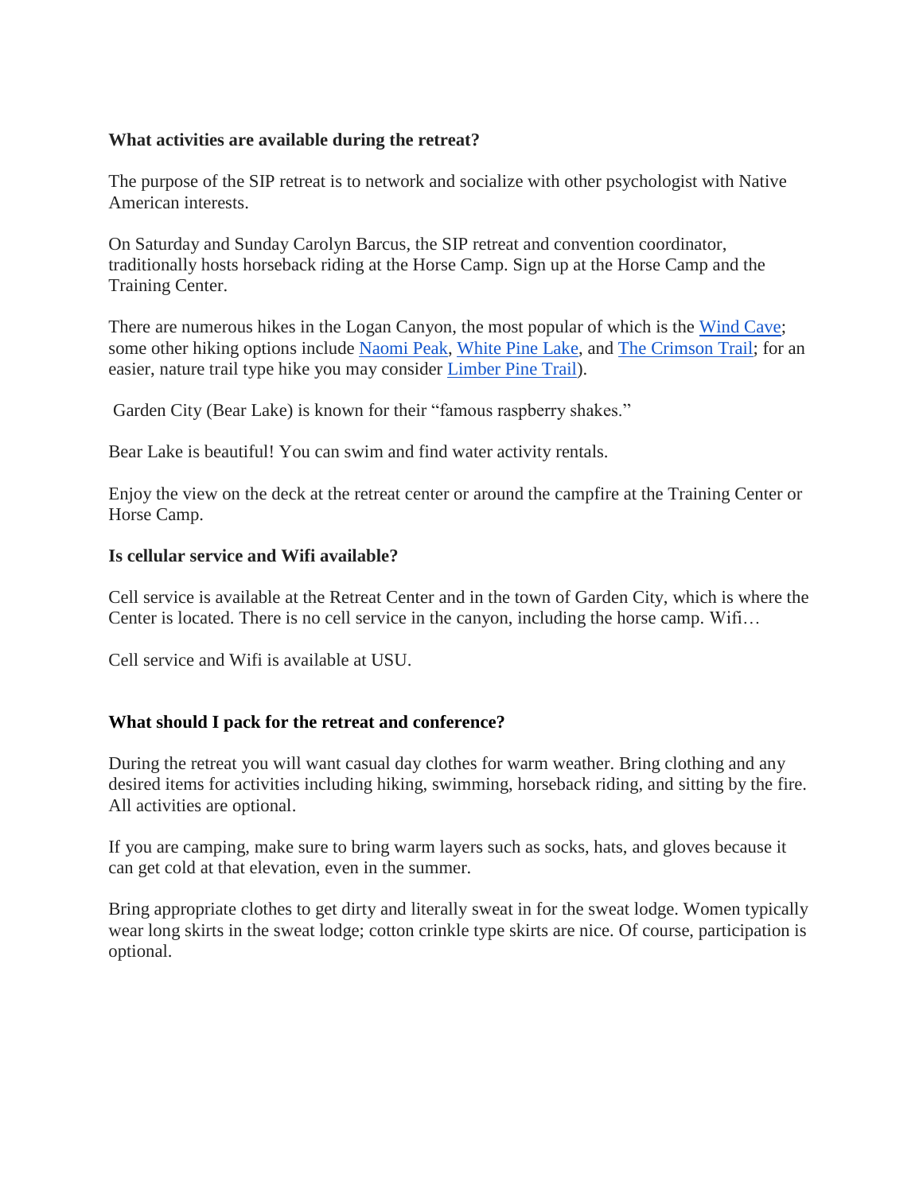**What activities are available during the retreat?**

The purpose of the SIP retreat is to network and socialize with other psychologist with Native American interests.

On Saturday and Sunday Carolyn Barcus, the SIP retreat and convention coordinator, traditionally hosts horseback riding at the Horse Camp. Sign up at the Horse Camp and the Training Center.

There are numerous hikes in the Logan Canyon, the most popular of which is the Wind Cave; some other hiking options include Naomi Peak, White Pine Lake, and The Crimson Trail; for an easier, nature trail type hike you may consider Limber Pine Trail).

Garden City (Bear Lake) is known for their "famous raspberry shakes."

Bear Lake is beautiful! You can swim and find water activity rentals.

Enjoy the view on the deck at the retreat center or around the campfire at the Training Center or Horse Camp.

**Is cellular service and Wifi available?**

Cell service is available at the Retreat Center and in the town of Garden City, which is where the Center is located. There is no cell service in the canyon, including the horse camp. Wifi…

Cell service and Wifi is available at USU.

**What should I pack for the retreat and conference?**

During the retreat you will want casual day clothes for warm weather. Bring clothing and any desired items for activities including hiking, swimming, horseback riding, and sitting by the fire. All activities are optional.

If you are camping, make sure to bring warm layers such as socks, hats, and gloves because it can get cold at that elevation, even in the summer.

Bring appropriate clothes to get dirty and literally sweat in for the sweat lodge. Women typically wear long skirts in the sweat lodge; cotton crinkle type skirts are nice. Of course, participation is optional.